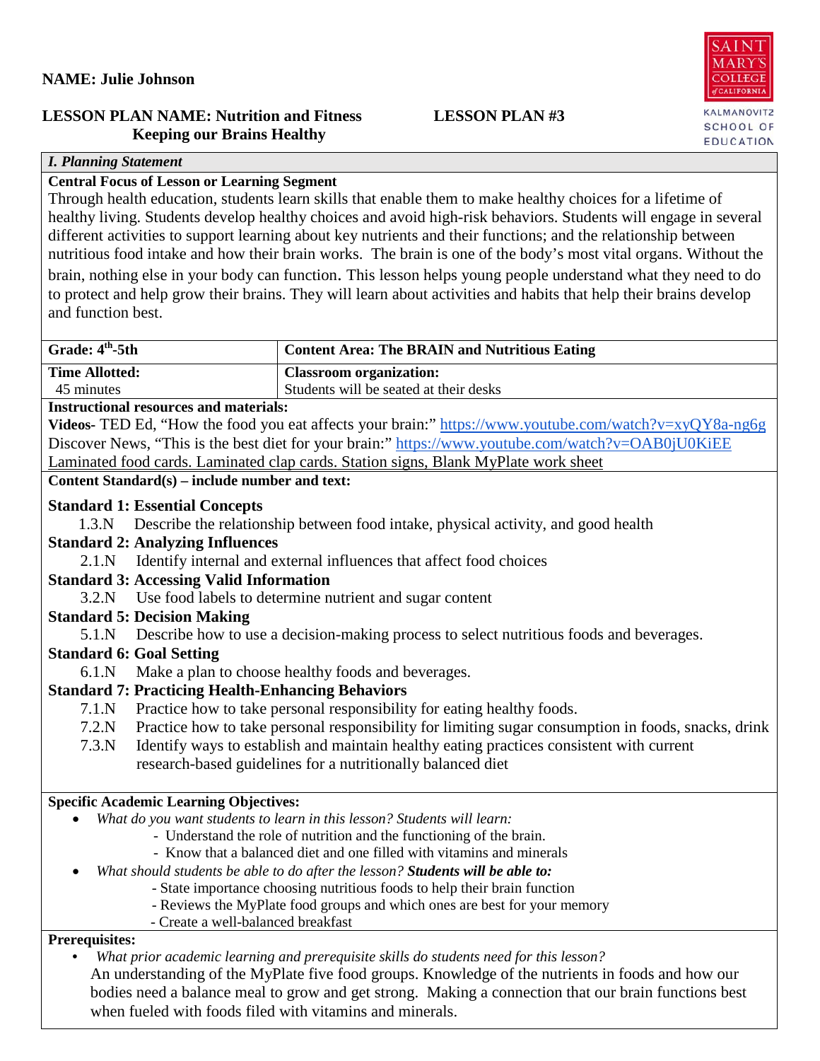**NAME: Julie Johnson**

**LESSON PLAN NAME: Nutrition and Fitness Keeping our Brains Healthy** **LESSON PLAN #3**

SAINT MARY'S COLLEGE of CALIFORNIA
KALMANOVITZ SCHOOL OF EDUCATION

***I. Planning Statement***

**Central Focus of Lesson or Learning Segment**

Through health education, students learn skills that enable them to make healthy choices for a lifetime of healthy living. Students develop healthy choices and avoid high-risk behaviors. Students will engage in several different activities to support learning about key nutrients and their functions; and the relationship between nutritious food intake and how their brain works. The brain is one of the body's most vital organs. Without the brain, nothing else in your body can function. This lesson helps young people understand what they need to do to protect and help grow their brains. They will learn about activities and habits that help their brains develop and function best.

| **Grade: 4th-5th** | **Content Area: The BRAIN and Nutritious Eating** |
|---|---|
| **Time Allotted:** 45 minutes | **Classroom organization:** Students will be seated at their desks |

**Instructional resources and materials:**

**Videos**- TED Ed, "How the food you eat affects your brain:" https://www.youtube.com/watch?v=xyQY8a-ng6g
Discover News, "This is the best diet for your brain:" https://www.youtube.com/watch?v=OAB0jU0KiEE
Laminated food cards. Laminated clap cards. Station signs, Blank MyPlate work sheet

**Content Standard(s) – include number and text:**

**Standard 1: Essential Concepts**

1.3.N Describe the relationship between food intake, physical activity, and good health

**Standard 2: Analyzing Influences**

2.1.N Identify internal and external influences that affect food choices

**Standard 3: Accessing Valid Information**

3.2.N Use food labels to determine nutrient and sugar content

**Standard 5: Decision Making**

5.1.N Describe how to use a decision-making process to select nutritious foods and beverages.

**Standard 6: Goal Setting**

6.1.N Make a plan to choose healthy foods and beverages.

**Standard 7: Practicing Health-Enhancing Behaviors**

7.1.N Practice how to take personal responsibility for eating healthy foods.
7.2.N Practice how to take personal responsibility for limiting sugar consumption in foods, snacks, drink
7.3.N Identify ways to establish and maintain healthy eating practices consistent with current research-based guidelines for a nutritionally balanced diet

**Specific Academic Learning Objectives:**

- *What do you want students to learn in this lesson? Students will learn:*
  - Understand the role of nutrition and the functioning of the brain.
  - Know that a balanced diet and one filled with vitamins and minerals
- *What should students be able to do after the lesson?* ***Students will be able to:***
  - State importance choosing nutritious foods to help their brain function
  - Reviews the MyPlate food groups and which ones are best for your memory
  - Create a well-balanced breakfast

**Prerequisites:**

- *What prior academic learning and prerequisite skills do students need for this lesson?*

  An understanding of the MyPlate five food groups. Knowledge of the nutrients in foods and how our bodies need a balance meal to grow and get strong. Making a connection that our brain functions best when fueled with foods filed with vitamins and minerals.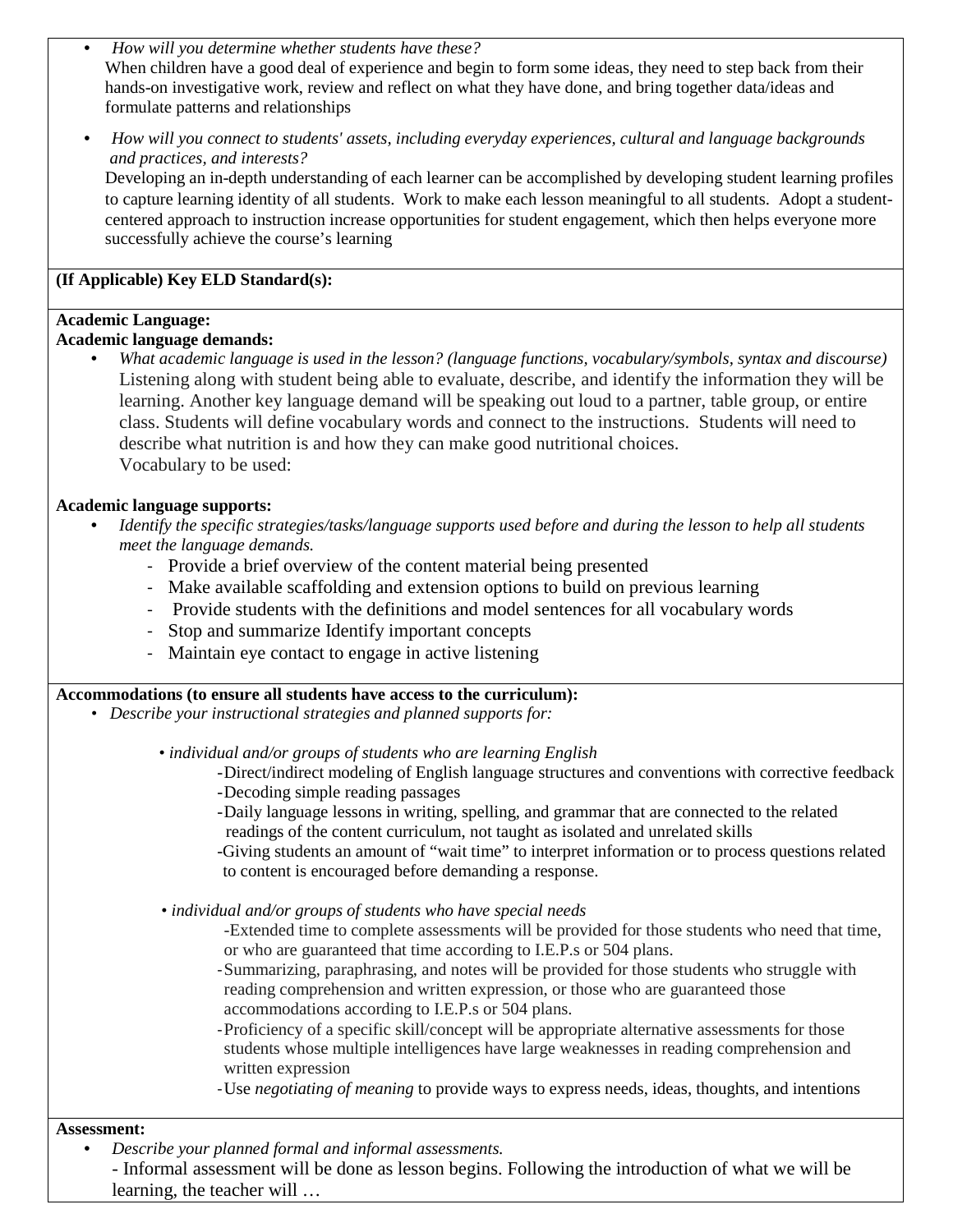- *How will you determine whether students have these?*
  When children have a good deal of experience and begin to form some ideas, they need to step back from their hands-on investigative work, review and reflect on what they have done, and bring together data/ideas and formulate patterns and relationships

- *How will you connect to students' assets, including everyday experiences, cultural and language backgrounds and practices, and interests?*
  Developing an in-depth understanding of each learner can be accomplished by developing student learning profiles to capture learning identity of all students. Work to make each lesson meaningful to all students. Adopt a student-centered approach to instruction increase opportunities for student engagement, which then helps everyone more successfully achieve the course's learning

**(If Applicable) Key ELD Standard(s):**

**Academic Language:**

**Academic language demands:**

- *What academic language is used in the lesson? (language functions, vocabulary/symbols, syntax and discourse)*
  Listening along with student being able to evaluate, describe, and identify the information they will be learning. Another key language demand will be speaking out loud to a partner, table group, or entire class. Students will define vocabulary words and connect to the instructions. Students will need to describe what nutrition is and how they can make good nutritional choices.
  Vocabulary to be used:

**Academic language supports:**

- *Identify the specific strategies/tasks/language supports used before and during the lesson to help all students meet the language demands.*
  - Provide a brief overview of the content material being presented
  - Make available scaffolding and extension options to build on previous learning
  - Provide students with the definitions and model sentences for all vocabulary words
  - Stop and summarize Identify important concepts
  - Maintain eye contact to engage in active listening

**Accommodations (to ensure all students have access to the curriculum):**

- *Describe your instructional strategies and planned supports for:*

  - *individual and/or groups of students who are learning English*
    - Direct/indirect modeling of English language structures and conventions with corrective feedback
    - Decoding simple reading passages
    - Daily language lessons in writing, spelling, and grammar that are connected to the related readings of the content curriculum, not taught as isolated and unrelated skills
    - Giving students an amount of "wait time" to interpret information or to process questions related to content is encouraged before demanding a response.

  - *individual and/or groups of students who have special needs*
    - Extended time to complete assessments will be provided for those students who need that time, or who are guaranteed that time according to I.E.P.s or 504 plans.
    - Summarizing, paraphrasing, and notes will be provided for those students who struggle with reading comprehension and written expression, or those who are guaranteed those accommodations according to I.E.P.s or 504 plans.
    - Proficiency of a specific skill/concept will be appropriate alternative assessments for those students whose multiple intelligences have large weaknesses in reading comprehension and written expression
    - Use *negotiating of meaning* to provide ways to express needs, ideas, thoughts, and intentions

**Assessment:**

- *Describe your planned formal and informal assessments.*
  - Informal assessment will be done as lesson begins. Following the introduction of what we will be learning, the teacher will …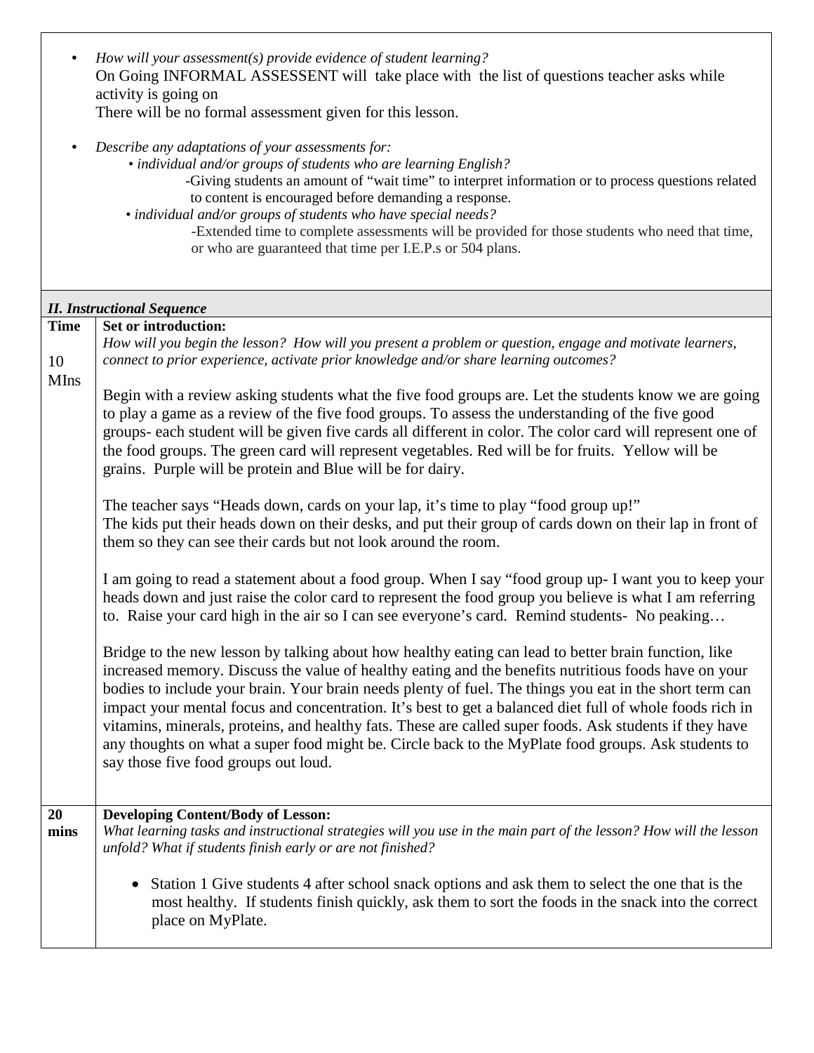- *How will your assessment(s) provide evidence of student learning?*
  On Going INFORMAL ASSESSENT will take place with the list of questions teacher asks while activity is going on
  There will be no formal assessment given for this lesson.

- *Describe any adaptations of your assessments for:*
  - *individual and/or groups of students who are learning English?*
    -Giving students an amount of "wait time" to interpret information or to process questions related to content is encouraged before demanding a response.
  - *individual and/or groups of students who have special needs?*
    -Extended time to complete assessments will be provided for those students who need that time, or who are guaranteed that time per I.E.P.s or 504 plans.

***II. Instructional Sequence***

| Time | |
|---|---|
| 10 MIns | **Set or introduction:**<br>*How will you begin the lesson? How will you present a problem or question, engage and motivate learners, connect to prior experience, activate prior knowledge and/or share learning outcomes?*<br><br>Begin with a review asking students what the five food groups are. Let the students know we are going to play a game as a review of the five food groups. To assess the understanding of the five good groups- each student will be given five cards all different in color. The color card will represent one of the food groups. The green card will represent vegetables. Red will be for fruits. Yellow will be grains. Purple will be protein and Blue will be for dairy.<br><br>The teacher says "Heads down, cards on your lap, it's time to play "food group up!"<br>The kids put their heads down on their desks, and put their group of cards down on their lap in front of them so they can see their cards but not look around the room.<br><br>I am going to read a statement about a food group. When I say "food group up- I want you to keep your heads down and just raise the color card to represent the food group you believe is what I am referring to. Raise your card high in the air so I can see everyone's card. Remind students- No peaking…<br><br>Bridge to the new lesson by talking about how healthy eating can lead to better brain function, like increased memory. Discuss the value of healthy eating and the benefits nutritious foods have on your bodies to include your brain. Your brain needs plenty of fuel. The things you eat in the short term can impact your mental focus and concentration. It's best to get a balanced diet full of whole foods rich in vitamins, minerals, proteins, and healthy fats. These are called super foods. Ask students if they have any thoughts on what a super food might be. Circle back to the MyPlate food groups. Ask students to say those five food groups out loud. |
| **20 mins** | **Developing Content/Body of Lesson:**<br>*What learning tasks and instructional strategies will you use in the main part of the lesson? How will the lesson unfold? What if students finish early or are not finished?*<br><br>• Station 1 Give students 4 after school snack options and ask them to select the one that is the most healthy. If students finish quickly, ask them to sort the foods in the snack into the correct place on MyPlate. |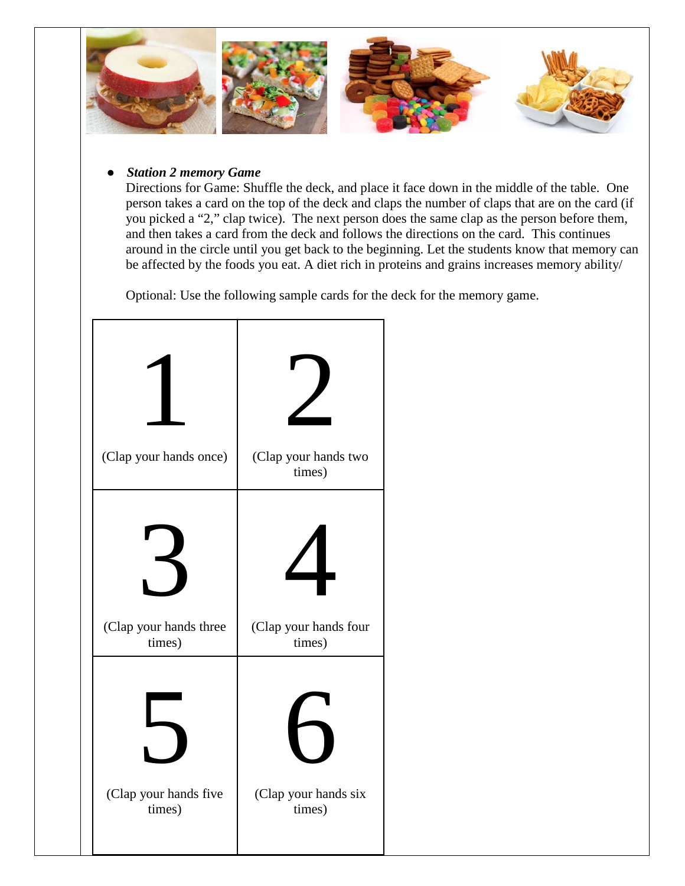- ***Station 2 memory Game***

  Directions for Game: Shuffle the deck, and place it face down in the middle of the table. One person takes a card on the top of the deck and claps the number of claps that are on the card (if you picked a "2," clap twice). The next person does the same clap as the person before them, and then takes a card from the deck and follows the directions on the card. This continues around in the circle until you get back to the beginning. Let the students know that memory can be affected by the foods you eat. A diet rich in proteins and grains increases memory ability/

  Optional: Use the following sample cards for the deck for the memory game.

| | |
|---|---|
| 1<br>(Clap your hands once) | 2<br>(Clap your hands two times) |
| 3<br>(Clap your hands three times) | 4<br>(Clap your hands four times) |
| 5<br>(Clap your hands five times) | 6<br>(Clap your hands six times) |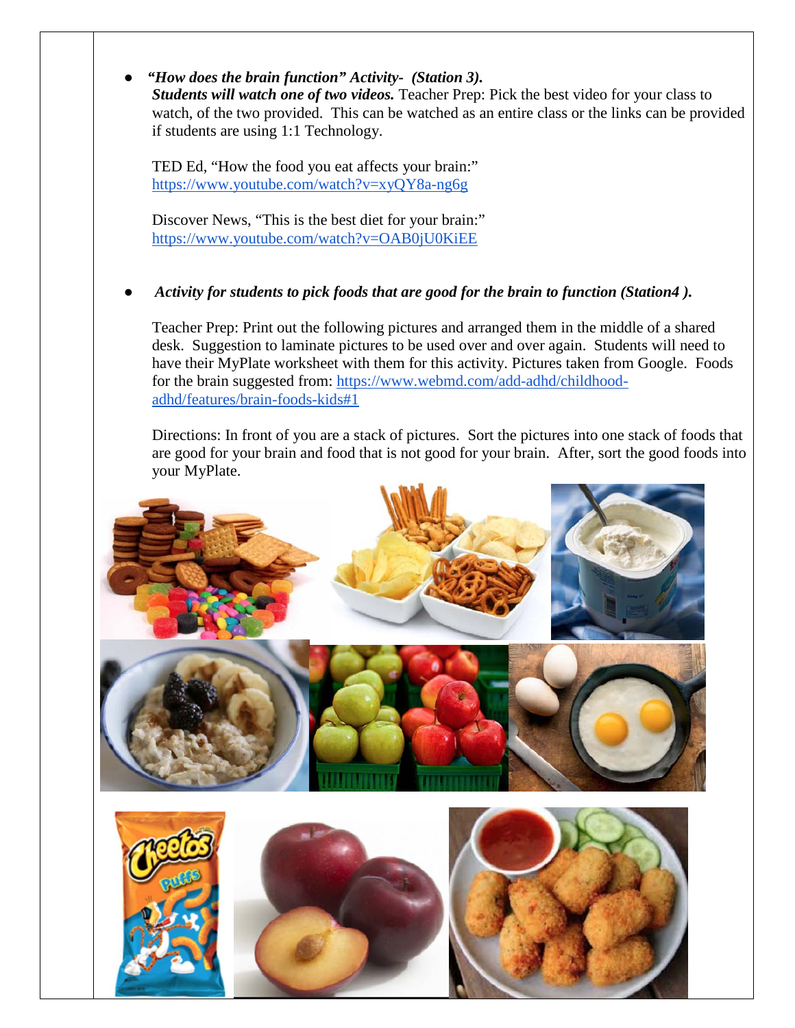- ***"How does the brain function" Activity- (Station 3).***
  ***Students will watch one of two videos.*** Teacher Prep: Pick the best video for your class to watch, of the two provided. This can be watched as an entire class or the links can be provided if students are using 1:1 Technology.

  TED Ed, "How the food you eat affects your brain:"
  https://www.youtube.com/watch?v=xyQY8a-ng6g

  Discover News, "This is the best diet for your brain:"
  https://www.youtube.com/watch?v=OAB0jU0KiEE

- ***Activity for students to pick foods that are good for the brain to function (Station4 ).***

  Teacher Prep: Print out the following pictures and arranged them in the middle of a shared desk. Suggestion to laminate pictures to be used over and over again. Students will need to have their MyPlate worksheet with them for this activity. Pictures taken from Google. Foods for the brain suggested from: https://www.webmd.com/add-adhd/childhood-adhd/features/brain-foods-kids#1

  Directions: In front of you are a stack of pictures. Sort the pictures into one stack of foods that are good for your brain and food that is not good for your brain. After, sort the good foods into your MyPlate.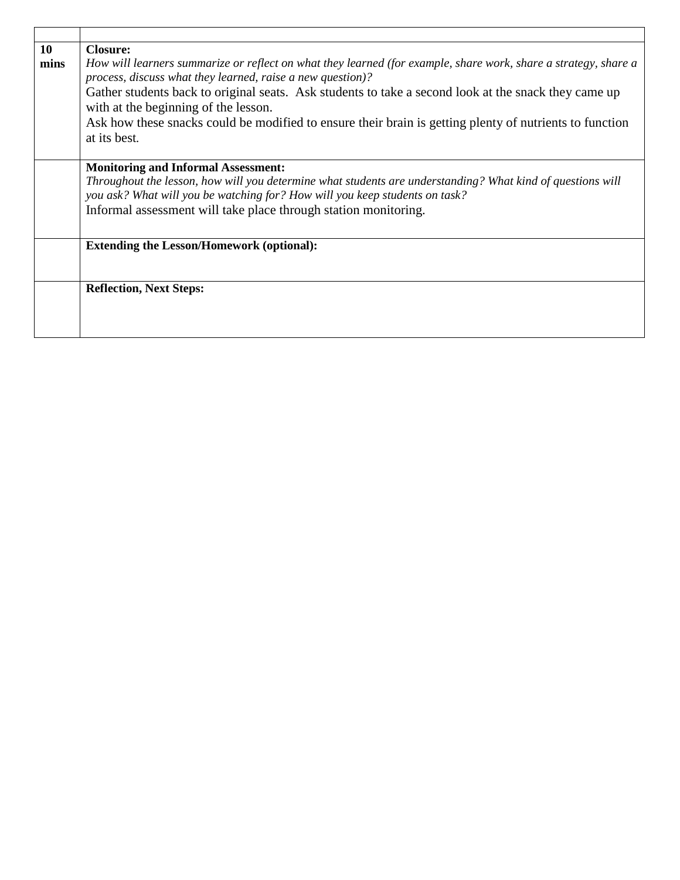| | |
|---|---|
| **10 mins** | **Closure:**<br>*How will learners summarize or reflect on what they learned (for example, share work, share a strategy, share a process, discuss what they learned, raise a new question)?*<br>Gather students back to original seats. Ask students to take a second look at the snack they came up with at the beginning of the lesson.<br>Ask how these snacks could be modified to ensure their brain is getting plenty of nutrients to function at its best. |
| | **Monitoring and Informal Assessment:**<br>*Throughout the lesson, how will you determine what students are understanding? What kind of questions will you ask? What will you be watching for? How will you keep students on task?*<br>Informal assessment will take place through station monitoring. |
| | **Extending the Lesson/Homework (optional):** |
| | **Reflection, Next Steps:** |